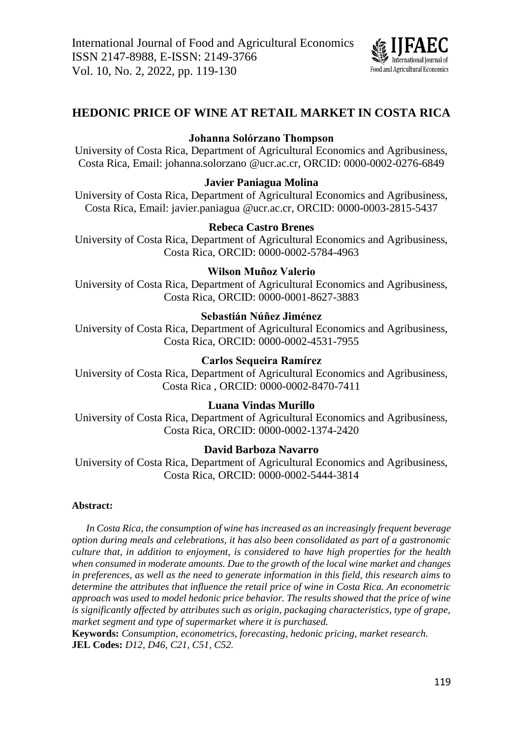# HEDONIC PRICE OF WINE AT RETAIL MARKET IN COSTA RICA

**Johanna Solórzano Thompson**

University of Costa Rica, Department of Agricultural Economics and Agribusiness, Costa Rica, Email: johanna.solorzano @ucr.ac.cr, ORCID: 0000-0002-0276-6849

**Javier Paniagua Molina**

University of Costa Rica, Department of Agricultural Economics and Agribusiness, Costa Rica, Email: javier.paniagua @ucr.ac.cr, ORCID: 0000-0003-2815-5437

**Rebeca Castro Brenes**

University of Costa Rica, Department of Agricultural Economics and Agribusiness, Costa Rica, ORCID: 0000-0002-5784-4963

**Wilson Muñoz Valerio**

University of Costa Rica, Department of Agricultural Economics and Agribusiness, Costa Rica, ORCID: 0000-0001-8627-3883

**Sebastián Núñez Jiménez**

University of Costa Rica, Department of Agricultural Economics and Agribusiness, Costa Rica, ORCID: 0000-0002-4531-7955

**Carlos Sequeira Ramírez**

University of Costa Rica, Department of Agricultural Economics and Agribusiness, Costa Rica , ORCID: 0000-0002-8470-7411

**Luana Vindas Murillo**

University of Costa Rica, Department of Agricultural Economics and Agribusiness, Costa Rica, ORCID: 0000-0002-1374-2420

**David Barboza Navarro**

University of Costa Rica, Department of Agricultural Economics and Agribusiness, Costa Rica, ORCID: 0000-0002-5444-3814

**Abstract:**

*In Costa Rica, the consumption of wine has increased as an increasingly frequent beverage option during meals and celebrations, it has also been consolidated as part of a gastronomic culture that, in addition to enjoyment, is considered to have high properties for the health when consumed in moderate amounts. Due to the growth of the local wine market and changes in preferences, as well as the need to generate information in this field, this research aims to determine the attributes that influence the retail price of wine in Costa Rica. An econometric approach was used to model hedonic price behavior. The results showed that the price of wine is significantly affected by attributes such as origin, packaging characteristics, type of grape, market segment and type of supermarket where it is purchased.*

**Keywords:** *Consumption, econometrics, forecasting, hedonic pricing, market research.*

**JEL Codes:** *D12, D46, C21, C51, C52.*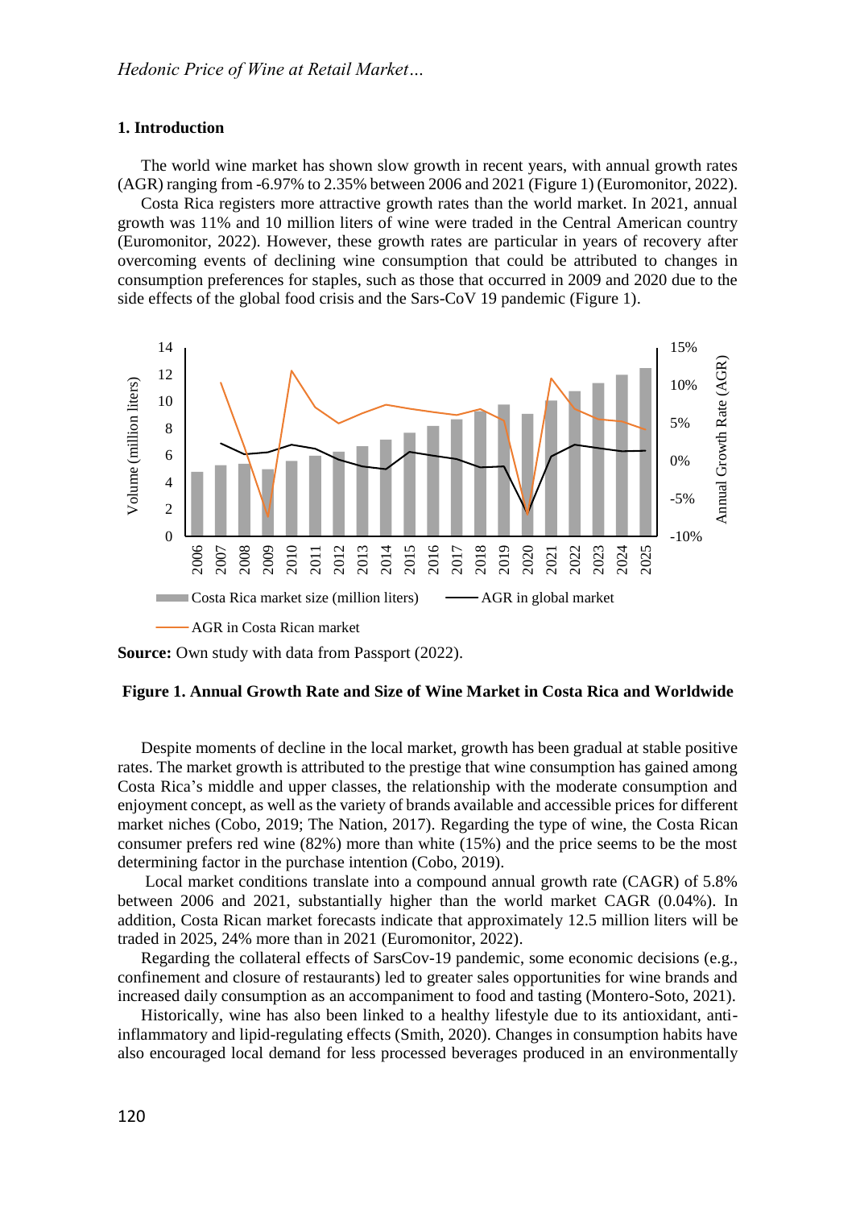## 1. Introduction

The world wine market has shown slow growth in recent years, with annual growth rates (AGR) ranging from -6.97% to 2.35% between 2006 and 2021 (Figure 1) (Euromonitor, 2022).

Costa Rica registers more attractive growth rates than the world market. In 2021, annual growth was 11% and 10 million liters of wine were traded in the Central American country (Euromonitor, 2022). However, these growth rates are particular in years of recovery after overcoming events of declining wine consumption that could be attributed to changes in consumption preferences for staples, such as those that occurred in 2009 and 2020 due to the side effects of the global food crisis and the Sars-CoV 19 pandemic (Figure 1).

**Source:** Own study with data from Passport (2022).

**Figure 1. Annual Growth Rate and Size of Wine Market in Costa Rica and Worldwide**

Despite moments of decline in the local market, growth has been gradual at stable positive rates. The market growth is attributed to the prestige that wine consumption has gained among Costa Rica's middle and upper classes, the relationship with the moderate consumption and enjoyment concept, as well as the variety of brands available and accessible prices for different market niches (Cobo, 2019; The Nation, 2017). Regarding the type of wine, the Costa Rican consumer prefers red wine (82%) more than white (15%) and the price seems to be the most determining factor in the purchase intention (Cobo, 2019).

Local market conditions translate into a compound annual growth rate (CAGR) of 5.8% between 2006 and 2021, substantially higher than the world market CAGR (0.04%). In addition, Costa Rican market forecasts indicate that approximately 12.5 million liters will be traded in 2025, 24% more than in 2021 (Euromonitor, 2022).

Regarding the collateral effects of SarsCov-19 pandemic, some economic decisions (e.g., confinement and closure of restaurants) led to greater sales opportunities for wine brands and increased daily consumption as an accompaniment to food and tasting (Montero-Soto, 2021).

Historically, wine has also been linked to a healthy lifestyle due to its antioxidant, anti-inflammatory and lipid-regulating effects (Smith, 2020). Changes in consumption habits have also encouraged local demand for less processed beverages produced in an environmentally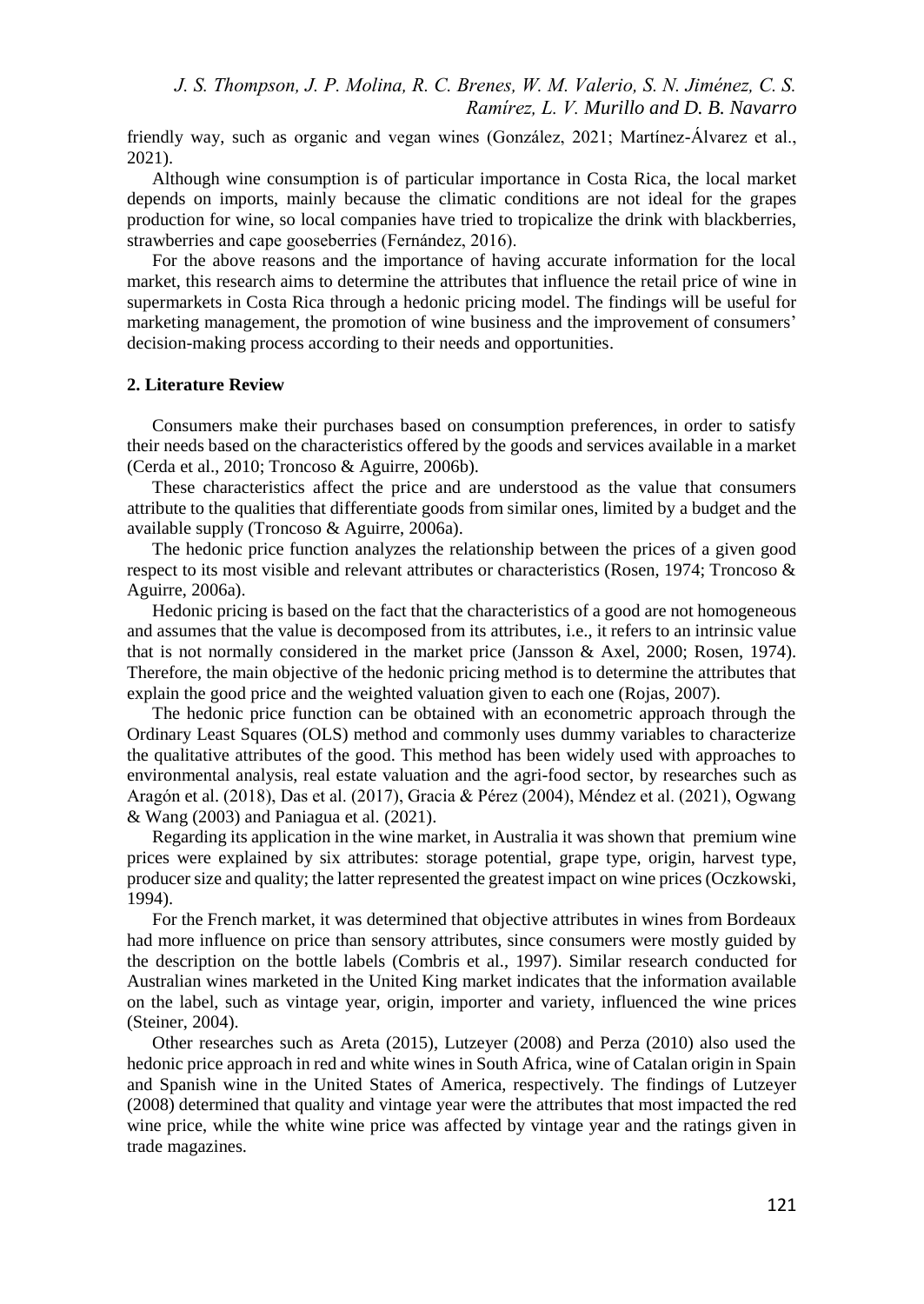friendly way, such as organic and vegan wines (González, 2021; Martínez-Álvarez et al., 2021).

Although wine consumption is of particular importance in Costa Rica, the local market depends on imports, mainly because the climatic conditions are not ideal for the grapes production for wine, so local companies have tried to tropicalize the drink with blackberries, strawberries and cape gooseberries (Fernández, 2016).

For the above reasons and the importance of having accurate information for the local market, this research aims to determine the attributes that influence the retail price of wine in supermarkets in Costa Rica through a hedonic pricing model. The findings will be useful for marketing management, the promotion of wine business and the improvement of consumers' decision-making process according to their needs and opportunities.

## 2. Literature Review

Consumers make their purchases based on consumption preferences, in order to satisfy their needs based on the characteristics offered by the goods and services available in a market (Cerda et al., 2010; Troncoso & Aguirre, 2006b).

These characteristics affect the price and are understood as the value that consumers attribute to the qualities that differentiate goods from similar ones, limited by a budget and the available supply (Troncoso & Aguirre, 2006a).

The hedonic price function analyzes the relationship between the prices of a given good respect to its most visible and relevant attributes or characteristics (Rosen, 1974; Troncoso & Aguirre, 2006a).

Hedonic pricing is based on the fact that the characteristics of a good are not homogeneous and assumes that the value is decomposed from its attributes, i.e., it refers to an intrinsic value that is not normally considered in the market price (Jansson & Axel, 2000; Rosen, 1974). Therefore, the main objective of the hedonic pricing method is to determine the attributes that explain the good price and the weighted valuation given to each one (Rojas, 2007).

The hedonic price function can be obtained with an econometric approach through the Ordinary Least Squares (OLS) method and commonly uses dummy variables to characterize the qualitative attributes of the good. This method has been widely used with approaches to environmental analysis, real estate valuation and the agri-food sector, by researches such as Aragón et al. (2018), Das et al. (2017), Gracia & Pérez (2004), Méndez et al. (2021), Ogwang & Wang (2003) and Paniagua et al. (2021).

Regarding its application in the wine market, in Australia it was shown that premium wine prices were explained by six attributes: storage potential, grape type, origin, harvest type, producer size and quality; the latter represented the greatest impact on wine prices (Oczkowski, 1994).

For the French market, it was determined that objective attributes in wines from Bordeaux had more influence on price than sensory attributes, since consumers were mostly guided by the description on the bottle labels (Combris et al., 1997). Similar research conducted for Australian wines marketed in the United King market indicates that the information available on the label, such as vintage year, origin, importer and variety, influenced the wine prices (Steiner, 2004).

Other researches such as Areta (2015), Lutzeyer (2008) and Perza (2010) also used the hedonic price approach in red and white wines in South Africa, wine of Catalan origin in Spain and Spanish wine in the United States of America, respectively. The findings of Lutzeyer (2008) determined that quality and vintage year were the attributes that most impacted the red wine price, while the white wine price was affected by vintage year and the ratings given in trade magazines.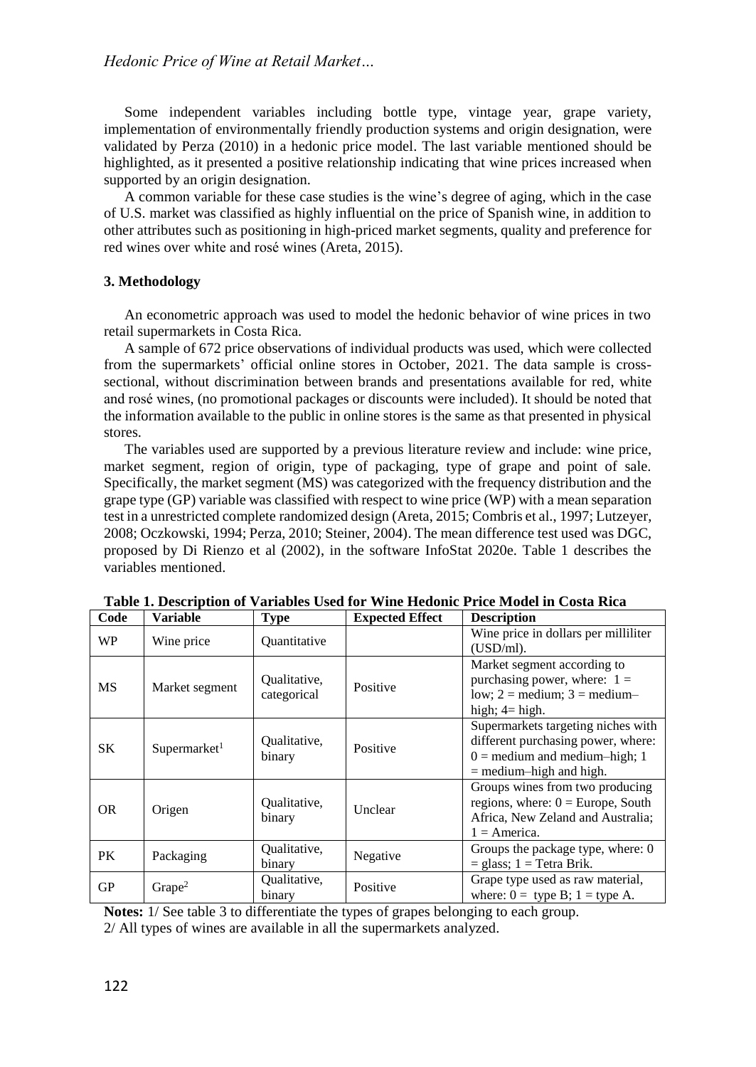Some independent variables including bottle type, vintage year, grape variety, implementation of environmentally friendly production systems and origin designation, were validated by Perza (2010) in a hedonic price model. The last variable mentioned should be highlighted, as it presented a positive relationship indicating that wine prices increased when supported by an origin designation.

A common variable for these case studies is the wine's degree of aging, which in the case of U.S. market was classified as highly influential on the price of Spanish wine, in addition to other attributes such as positioning in high-priced market segments, quality and preference for red wines over white and rosé wines (Areta, 2015).

## 3. Methodology

An econometric approach was used to model the hedonic behavior of wine prices in two retail supermarkets in Costa Rica.

A sample of 672 price observations of individual products was used, which were collected from the supermarkets' official online stores in October, 2021. The data sample is cross-sectional, without discrimination between brands and presentations available for red, white and rosé wines, (no promotional packages or discounts were included). It should be noted that the information available to the public in online stores is the same as that presented in physical stores.

The variables used are supported by a previous literature review and include: wine price, market segment, region of origin, type of packaging, type of grape and point of sale. Specifically, the market segment (MS) was categorized with the frequency distribution and the grape type (GP) variable was classified with respect to wine price (WP) with a mean separation test in a unrestricted complete randomized design (Areta, 2015; Combris et al., 1997; Lutzeyer, 2008; Oczkowski, 1994; Perza, 2010; Steiner, 2004). The mean difference test used was DGC, proposed by Di Rienzo et al (2002), in the software InfoStat 2020e. Table 1 describes the variables mentioned.

**Table 1. Description of Variables Used for Wine Hedonic Price Model in Costa Rica**

| Code | Variable | Type | Expected Effect | Description |
|---|---|---|---|---|
| WP | Wine price | Quantitative | | Wine price in dollars per milliliter (USD/ml). |
| MS | Market segment | Qualitative, categorical | Positive | Market segment according to purchasing power, where: 1 = low; 2 = medium; 3 = medium–high; 4= high. |
| SK | Supermarket[1] | Qualitative, binary | Positive | Supermarkets targeting niches with different purchasing power, where: 0 = medium and medium–high; 1 = medium–high and high. |
| OR | Origen | Qualitative, binary | Unclear | Groups wines from two producing regions, where: 0 = Europe, South Africa, New Zeland and Australia; 1 = America. |
| PK | Packaging | Qualitative, binary | Negative | Groups the package type, where: 0 = glass; 1 = Tetra Brik. |
| GP | Grape[2] | Qualitative, binary | Positive | Grape type used as raw material, where: 0 = type B; 1 = type A. |

**Notes:** 1/ See table 3 to differentiate the types of grapes belonging to each group.
2/ All types of wines are available in all the supermarkets analyzed.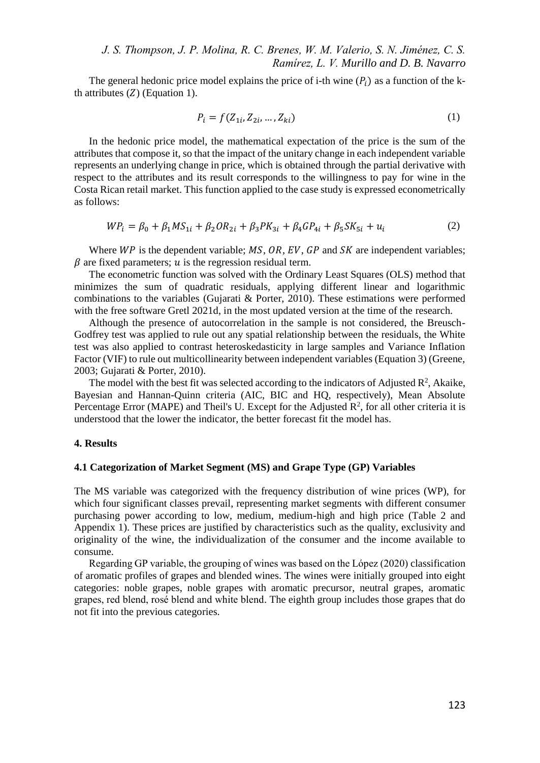The general hedonic price model explains the price of i-th wine ($P_i$) as a function of the k-th attributes ($Z$) (Equation 1).

$$P_i = f(Z_{1i}, Z_{2i}, \ldots, Z_{ki}) \tag{1}$$

In the hedonic price model, the mathematical expectation of the price is the sum of the attributes that compose it, so that the impact of the unitary change in each independent variable represents an underlying change in price, which is obtained through the partial derivative with respect to the attributes and its result corresponds to the willingness to pay for wine in the Costa Rican retail market. This function applied to the case study is expressed econometrically as follows:

$$WP_i = \beta_0 + \beta_1 MS_{1i} + \beta_2 OR_{2i} + \beta_3 PK_{3i} + \beta_4 GP_{4i} + \beta_5 SK_{5i} + u_i \tag{2}$$

Where $WP$ is the dependent variable; $MS$, $OR$, $EV$, $GP$ and $SK$ are independent variables; $\beta$ are fixed parameters; $u$ is the regression residual term.

The econometric function was solved with the Ordinary Least Squares (OLS) method that minimizes the sum of quadratic residuals, applying different linear and logarithmic combinations to the variables (Gujarati & Porter, 2010). These estimations were performed with the free software Gretl 2021d, in the most updated version at the time of the research.

Although the presence of autocorrelation in the sample is not considered, the Breusch-Godfrey test was applied to rule out any spatial relationship between the residuals, the White test was also applied to contrast heteroskedasticity in large samples and Variance Inflation Factor (VIF) to rule out multicollinearity between independent variables (Equation 3) (Greene, 2003; Gujarati & Porter, 2010).

The model with the best fit was selected according to the indicators of Adjusted $R^2$, Akaike, Bayesian and Hannan-Quinn criteria (AIC, BIC and HQ, respectively), Mean Absolute Percentage Error (MAPE) and Theil's U. Except for the Adjusted $R^2$, for all other criteria it is understood that the lower the indicator, the better forecast fit the model has.

#### 4. Results

#### 4.1 Categorization of Market Segment (MS) and Grape Type (GP) Variables

The MS variable was categorized with the frequency distribution of wine prices (WP), for which four significant classes prevail, representing market segments with different consumer purchasing power according to low, medium, medium-high and high price (Table 2 and Appendix 1). These prices are justified by characteristics such as the quality, exclusivity and originality of the wine, the individualization of the consumer and the income available to consume.

Regarding GP variable, the grouping of wines was based on the López (2020) classification of aromatic profiles of grapes and blended wines. The wines were initially grouped into eight categories: noble grapes, noble grapes with aromatic precursor, neutral grapes, aromatic grapes, red blend, rosé blend and white blend. The eighth group includes those grapes that do not fit into the previous categories.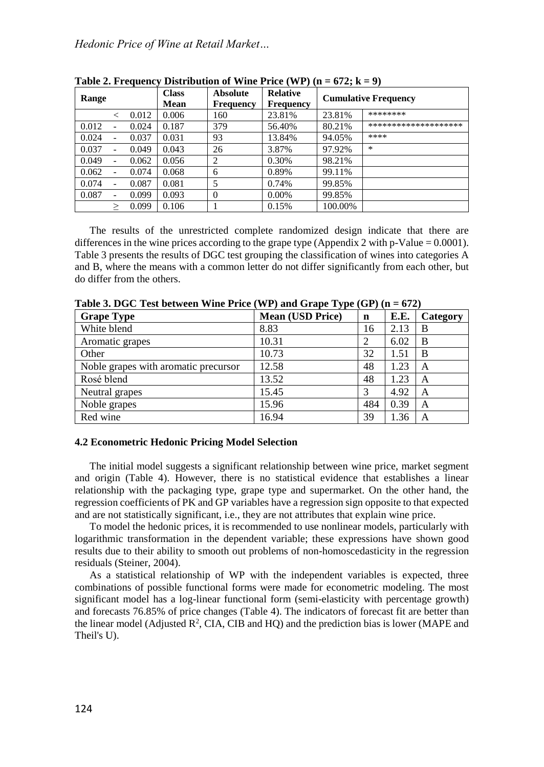**Table 2. Frequency Distribution of Wine Price (WP) (n = 672; k = 9)**

| Range | | | Class Mean | Absolute Frequency | Relative Frequency | Cumulative Frequency | |
|---|---|---|---|---|---|---|---|
| | < | 0.012 | 0.006 | 160 | 23.81% | 23.81% | ******** |
| 0.012 | - | 0.024 | 0.187 | 379 | 56.40% | 80.21% | ******************** |
| 0.024 | - | 0.037 | 0.031 | 93 | 13.84% | 94.05% | **** |
| 0.037 | - | 0.049 | 0.043 | 26 | 3.87% | 97.92% | * |
| 0.049 | - | 0.062 | 0.056 | 2 | 0.30% | 98.21% | |
| 0.062 | - | 0.074 | 0.068 | 6 | 0.89% | 99.11% | |
| 0.074 | - | 0.087 | 0.081 | 5 | 0.74% | 99.85% | |
| 0.087 | - | 0.099 | 0.093 | 0 | 0.00% | 99.85% | |
| | ≥ | 0.099 | 0.106 | 1 | 0.15% | 100.00% | |

The results of the unrestricted complete randomized design indicate that there are differences in the wine prices according to the grape type (Appendix 2 with p-Value = 0.0001). Table 3 presents the results of DGC test grouping the classification of wines into categories A and B, where the means with a common letter do not differ significantly from each other, but do differ from the others.

**Table 3. DGC Test between Wine Price (WP) and Grape Type (GP) (n = 672)**

| Grape Type | Mean (USD Price) | n | E.E. | Category |
|---|---|---|---|---|
| White blend | 8.83 | 16 | 2.13 | B |
| Aromatic grapes | 10.31 | 2 | 6.02 | B |
| Other | 10.73 | 32 | 1.51 | B |
| Noble grapes with aromatic precursor | 12.58 | 48 | 1.23 | A |
| Rosé blend | 13.52 | 48 | 1.23 | A |
| Neutral grapes | 15.45 | 3 | 4.92 | A |
| Noble grapes | 15.96 | 484 | 0.39 | A |
| Red wine | 16.94 | 39 | 1.36 | A |

### 4.2 Econometric Hedonic Pricing Model Selection

The initial model suggests a significant relationship between wine price, market segment and origin (Table 4). However, there is no statistical evidence that establishes a linear relationship with the packaging type, grape type and supermarket. On the other hand, the regression coefficients of PK and GP variables have a regression sign opposite to that expected and are not statistically significant, i.e., they are not attributes that explain wine price.

To model the hedonic prices, it is recommended to use nonlinear models, particularly with logarithmic transformation in the dependent variable; these expressions have shown good results due to their ability to smooth out problems of non-homoscedasticity in the regression residuals (Steiner, 2004).

As a statistical relationship of WP with the independent variables is expected, three combinations of possible functional forms were made for econometric modeling. The most significant model has a log-linear functional form (semi-elasticity with percentage growth) and forecasts 76.85% of price changes (Table 4). The indicators of forecast fit are better than the linear model (Adjusted $R^2$, CIA, CIB and HQ) and the prediction bias is lower (MAPE and Theil's U).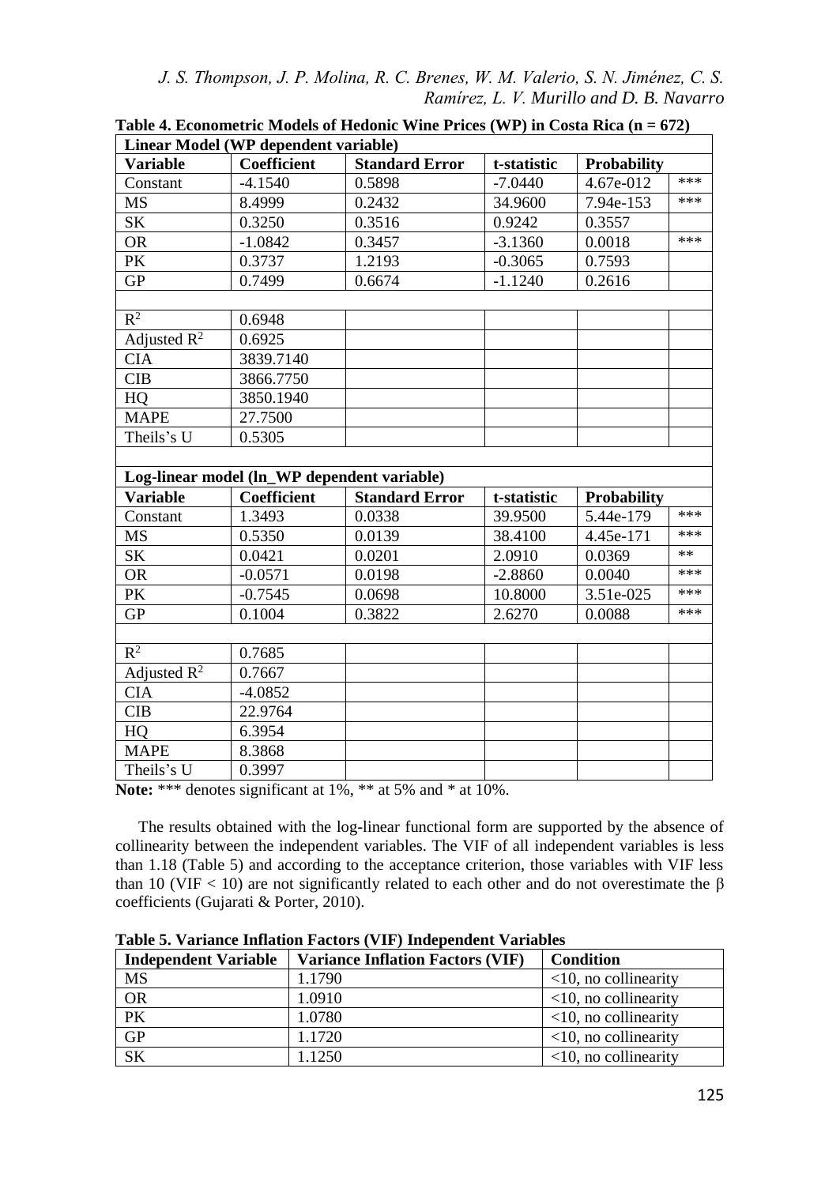**Table 4. Econometric Models of Hedonic Wine Prices (WP) in Costa Rica (n = 672)**

| **Linear Model (WP dependent variable)** | | | | | |
|---|---|---|---|---|---|
| **Variable** | **Coefficient** | **Standard Error** | **t-statistic** | **Probability** | |
| Constant | -4.1540 | 0.5898 | -7.0440 | 4.67e-012 | *** |
| MS | 8.4999 | 0.2432 | 34.9600 | 7.94e-153 | *** |
| SK | 0.3250 | 0.3516 | 0.9242 | 0.3557 | |
| OR | -1.0842 | 0.3457 | -3.1360 | 0.0018 | *** |
| PK | 0.3737 | 1.2193 | -0.3065 | 0.7593 | |
| GP | 0.7499 | 0.6674 | -1.1240 | 0.2616 | |
| | | | | | |
| $R^2$ | 0.6948 | | | | |
| Adjusted $R^2$ | 0.6925 | | | | |
| CIA | 3839.7140 | | | | |
| CIB | 3866.7750 | | | | |
| HQ | 3850.1940 | | | | |
| MAPE | 27.7500 | | | | |
| Theils's U | 0.5305 | | | | |
| | | | | | |
| **Log-linear model (ln_WP dependent variable)** | | | | | |
| **Variable** | **Coefficient** | **Standard Error** | **t-statistic** | **Probability** | |
| Constant | 1.3493 | 0.0338 | 39.9500 | 5.44e-179 | *** |
| MS | 0.5350 | 0.0139 | 38.4100 | 4.45e-171 | *** |
| SK | 0.0421 | 0.0201 | 2.0910 | 0.0369 | ** |
| OR | -0.0571 | 0.0198 | -2.8860 | 0.0040 | *** |
| PK | -0.7545 | 0.0698 | 10.8000 | 3.51e-025 | *** |
| GP | 0.1004 | 0.3822 | 2.6270 | 0.0088 | *** |
| | | | | | |
| $R^2$ | 0.7685 | | | | |
| Adjusted $R^2$ | 0.7667 | | | | |
| CIA | -4.0852 | | | | |
| CIB | 22.9764 | | | | |
| HQ | 6.3954 | | | | |
| MAPE | 8.3868 | | | | |
| Theils's U | 0.3997 | | | | |

**Note:** *** denotes significant at 1%, ** at 5% and * at 10%.

The results obtained with the log-linear functional form are supported by the absence of collinearity between the independent variables. The VIF of all independent variables is less than 1.18 (Table 5) and according to the acceptance criterion, those variables with VIF less than 10 (VIF < 10) are not significantly related to each other and do not overestimate the β coefficients (Gujarati & Porter, 2010).

**Table 5. Variance Inflation Factors (VIF) Independent Variables**

| **Independent Variable** | **Variance Inflation Factors (VIF)** | **Condition** |
|---|---|---|
| MS | 1.1790 | <10, no collinearity |
| OR | 1.0910 | <10, no collinearity |
| PK | 1.0780 | <10, no collinearity |
| GP | 1.1720 | <10, no collinearity |
| SK | 1.1250 | <10, no collinearity |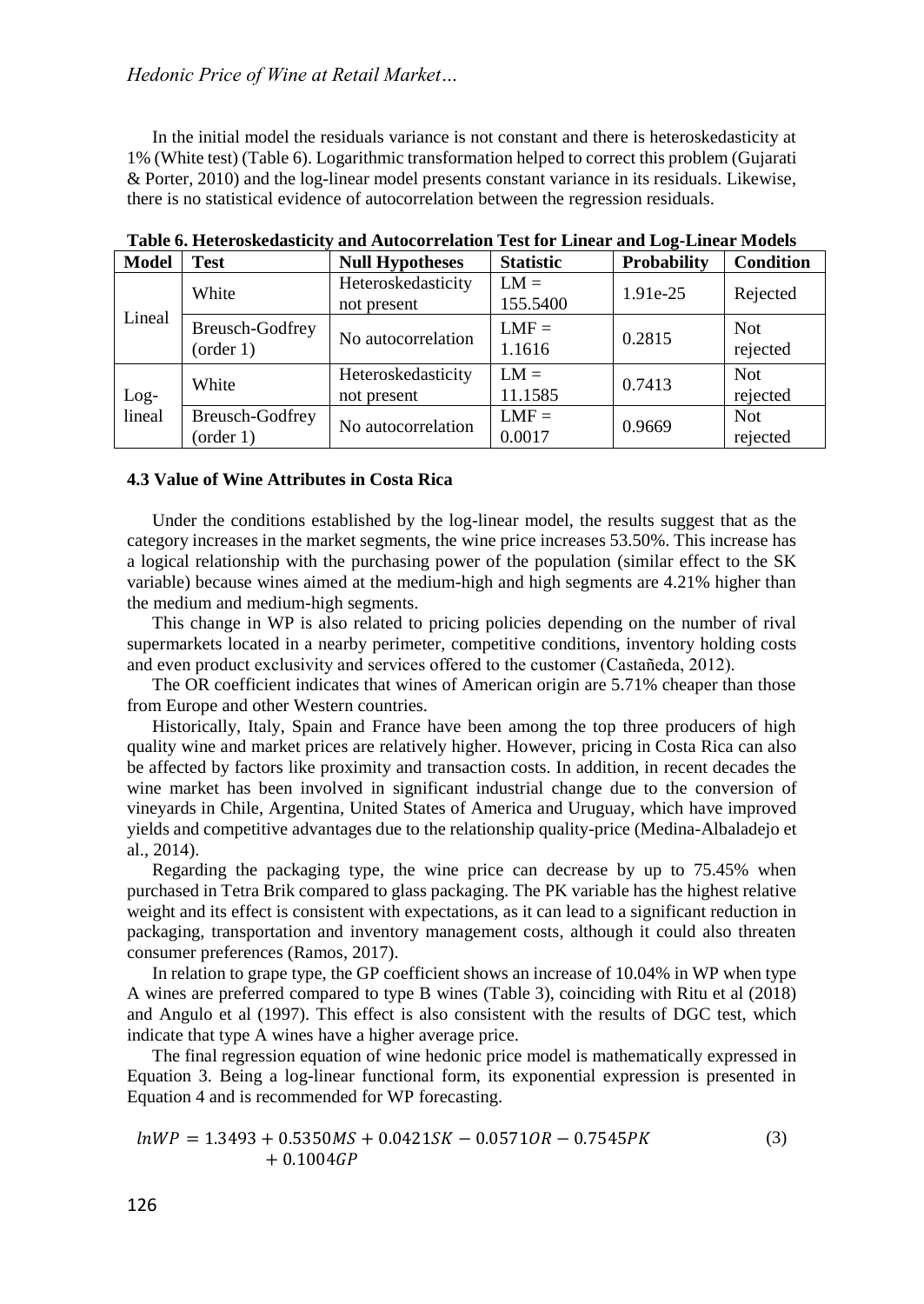In the initial model the residuals variance is not constant and there is heteroskedasticity at 1% (White test) (Table 6). Logarithmic transformation helped to correct this problem (Gujarati & Porter, 2010) and the log-linear model presents constant variance in its residuals. Likewise, there is no statistical evidence of autocorrelation between the regression residuals.

**Table 6. Heteroskedasticity and Autocorrelation Test for Linear and Log-Linear Models**

| Model | Test | Null Hypotheses | Statistic | Probability | Condition |
|---|---|---|---|---|---|
| Lineal | White | Heteroskedasticity not present | LM = 155.5400 | 1.91e-25 | Rejected |
| | Breusch-Godfrey (order 1) | No autocorrelation | LMF = 1.1616 | 0.2815 | Not rejected |
| Log-lineal | White | Heteroskedasticity not present | LM = 11.1585 | 0.7413 | Not rejected |
| | Breusch-Godfrey (order 1) | No autocorrelation | LMF = 0.0017 | 0.9669 | Not rejected |

#### 4.3 Value of Wine Attributes in Costa Rica

Under the conditions established by the log-linear model, the results suggest that as the category increases in the market segments, the wine price increases 53.50%. This increase has a logical relationship with the purchasing power of the population (similar effect to the SK variable) because wines aimed at the medium-high and high segments are 4.21% higher than the medium and medium-high segments.

This change in WP is also related to pricing policies depending on the number of rival supermarkets located in a nearby perimeter, competitive conditions, inventory holding costs and even product exclusivity and services offered to the customer (Castañeda, 2012).

The OR coefficient indicates that wines of American origin are 5.71% cheaper than those from Europe and other Western countries.

Historically, Italy, Spain and France have been among the top three producers of high quality wine and market prices are relatively higher. However, pricing in Costa Rica can also be affected by factors like proximity and transaction costs. In addition, in recent decades the wine market has been involved in significant industrial change due to the conversion of vineyards in Chile, Argentina, United States of America and Uruguay, which have improved yields and competitive advantages due to the relationship quality-price (Medina-Albaladejo et al., 2014).

Regarding the packaging type, the wine price can decrease by up to 75.45% when purchased in Tetra Brik compared to glass packaging. The PK variable has the highest relative weight and its effect is consistent with expectations, as it can lead to a significant reduction in packaging, transportation and inventory management costs, although it could also threaten consumer preferences (Ramos, 2017).

In relation to grape type, the GP coefficient shows an increase of 10.04% in WP when type A wines are preferred compared to type B wines (Table 3), coinciding with Ritu et al (2018) and Angulo et al (1997). This effect is also consistent with the results of DGC test, which indicate that type A wines have a higher average price.

The final regression equation of wine hedonic price model is mathematically expressed in Equation 3. Being a log-linear functional form, its exponential expression is presented in Equation 4 and is recommended for WP forecasting.

$$lnWP = 1.3493 + 0.5350MS + 0.0421SK - 0.0571OR - 0.7545PK + 0.1004GP \quad (3)$$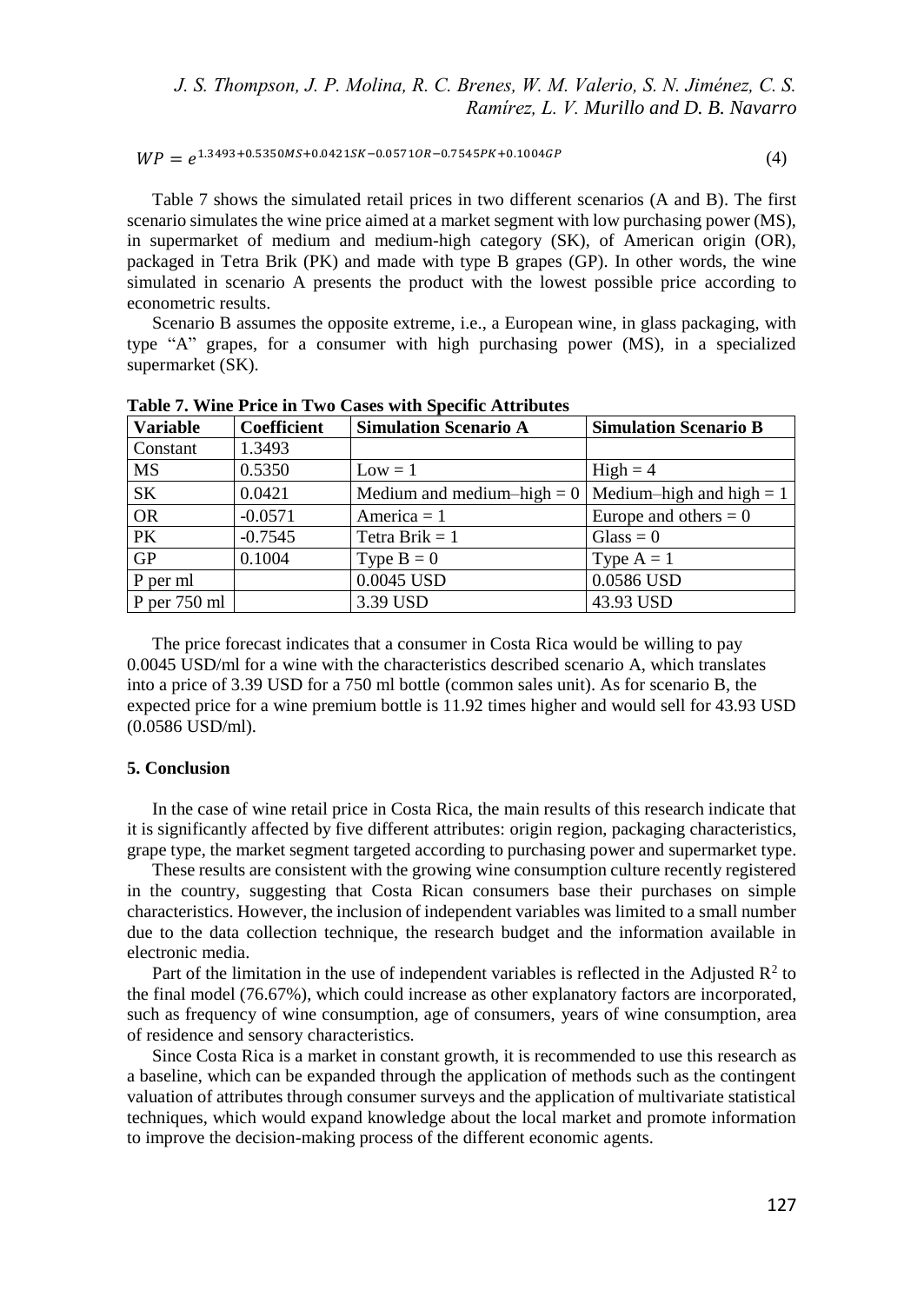$$WP = e^{1.3493+0.5350MS+0.0421SK-0.0571OR-0.7545PK+0.1004GP} \tag{4}$$

Table 7 shows the simulated retail prices in two different scenarios (A and B). The first scenario simulates the wine price aimed at a market segment with low purchasing power (MS), in supermarket of medium and medium-high category (SK), of American origin (OR), packaged in Tetra Brik (PK) and made with type B grapes (GP). In other words, the wine simulated in scenario A presents the product with the lowest possible price according to econometric results.

Scenario B assumes the opposite extreme, i.e., a European wine, in glass packaging, with type "A" grapes, for a consumer with high purchasing power (MS), in a specialized supermarket (SK).

**Table 7. Wine Price in Two Cases with Specific Attributes**

| Variable | Coefficient | Simulation Scenario A | Simulation Scenario B |
|---|---|---|---|
| Constant | 1.3493 | | |
| MS | 0.5350 | Low = 1 | High = 4 |
| SK | 0.0421 | Medium and medium–high = 0 | Medium–high and high = 1 |
| OR | -0.0571 | America = 1 | Europe and others = 0 |
| PK | -0.7545 | Tetra Brik = 1 | Glass = 0 |
| GP | 0.1004 | Type B = 0 | Type A = 1 |
| P per ml | | 0.0045 USD | 0.0586 USD |
| P per 750 ml | | 3.39 USD | 43.93 USD |

The price forecast indicates that a consumer in Costa Rica would be willing to pay 0.0045 USD/ml for a wine with the characteristics described scenario A, which translates into a price of 3.39 USD for a 750 ml bottle (common sales unit). As for scenario B, the expected price for a wine premium bottle is 11.92 times higher and would sell for 43.93 USD (0.0586 USD/ml).

### 5. Conclusion

In the case of wine retail price in Costa Rica, the main results of this research indicate that it is significantly affected by five different attributes: origin region, packaging characteristics, grape type, the market segment targeted according to purchasing power and supermarket type.

These results are consistent with the growing wine consumption culture recently registered in the country, suggesting that Costa Rican consumers base their purchases on simple characteristics. However, the inclusion of independent variables was limited to a small number due to the data collection technique, the research budget and the information available in electronic media.

Part of the limitation in the use of independent variables is reflected in the Adjusted $R^2$ to the final model (76.67%), which could increase as other explanatory factors are incorporated, such as frequency of wine consumption, age of consumers, years of wine consumption, area of residence and sensory characteristics.

Since Costa Rica is a market in constant growth, it is recommended to use this research as a baseline, which can be expanded through the application of methods such as the contingent valuation of attributes through consumer surveys and the application of multivariate statistical techniques, which would expand knowledge about the local market and promote information to improve the decision-making process of the different economic agents.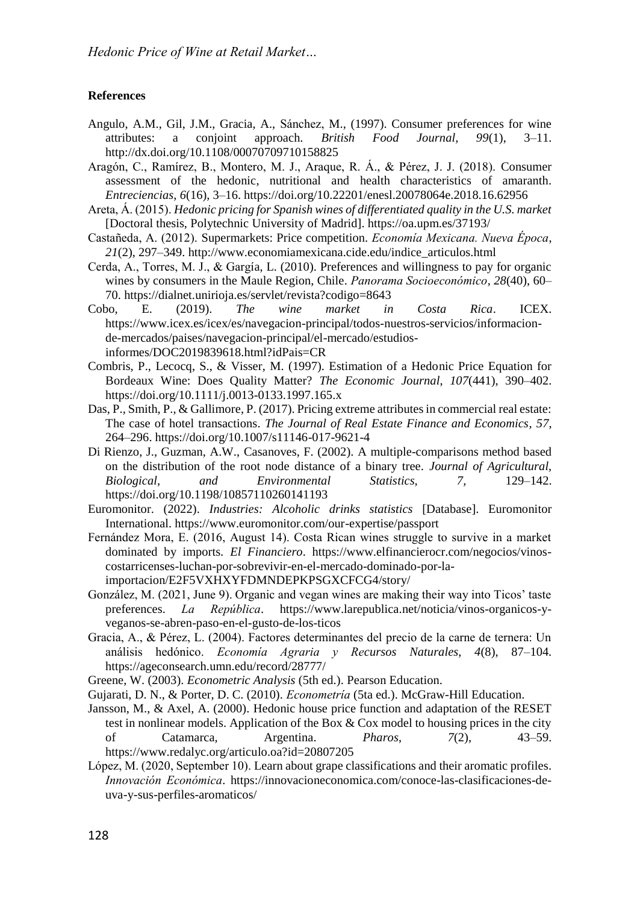## References

Angulo, A.M., Gil, J.M., Gracia, A., Sánchez, M., (1997). Consumer preferences for wine attributes: a conjoint approach. *British Food Journal, 99*(1), 3–11. http://dx.doi.org/10.1108/00070709710158825

Aragón, C., Ramírez, B., Montero, M. J., Araque, R. Á., & Pérez, J. J. (2018). Consumer assessment of the hedonic, nutritional and health characteristics of amaranth. *Entreciencias*, *6*(16), 3–16. https://doi.org/10.22201/enesl.20078064e.2018.16.62956

Areta, Á. (2015). *Hedonic pricing for Spanish wines of differentiated quality in the U.S. market* [Doctoral thesis, Polytechnic University of Madrid]. https://oa.upm.es/37193/

Castañeda, A. (2012). Supermarkets: Price competition. *Economía Mexicana. Nueva Época*, *21*(2), 297–349. http://www.economiamexicana.cide.edu/indice_articulos.html

Cerda, A., Torres, M. J., & Gargía, L. (2010). Preferences and willingness to pay for organic wines by consumers in the Maule Region, Chile. *Panorama Socioeconómico*, *28*(40), 60–70. https://dialnet.unirioja.es/servlet/revista?codigo=8643

Cobo, E. (2019). *The wine market in Costa Rica*. ICEX. https://www.icex.es/icex/es/navegacion-principal/todos-nuestros-servicios/informacion-de-mercados/paises/navegacion-principal/el-mercado/estudios-informes/DOC2019839618.html?idPais=CR

Combris, P., Lecocq, S., & Visser, M. (1997). Estimation of a Hedonic Price Equation for Bordeaux Wine: Does Quality Matter? *The Economic Journal*, *107*(441), 390–402. https://doi.org/10.1111/j.0013-0133.1997.165.x

Das, P., Smith, P., & Gallimore, P. (2017). Pricing extreme attributes in commercial real estate: The case of hotel transactions. *The Journal of Real Estate Finance and Economics*, *57*, 264–296. https://doi.org/10.1007/s11146-017-9621-4

Di Rienzo, J., Guzman, A.W., Casanoves, F. (2002). A multiple-comparisons method based on the distribution of the root node distance of a binary tree. *Journal of Agricultural, Biological, and Environmental Statistics, 7,* 129–142. https://doi.org/10.1198/10857110260141193

Euromonitor. (2022). *Industries: Alcoholic drinks statistics* [Database]. Euromonitor International. https://www.euromonitor.com/our-expertise/passport

Fernández Mora, E. (2016, August 14). Costa Rican wines struggle to survive in a market dominated by imports. *El Financiero*. https://www.elfinancierocr.com/negocios/vinos-costarricenses-luchan-por-sobrevivir-en-el-mercado-dominado-por-la-importacion/E2F5VXHXYFDMNDEPKPSGXCFCG4/story/

González, M. (2021, June 9). Organic and vegan wines are making their way into Ticos' taste preferences. *La República*. https://www.larepublica.net/noticia/vinos-organicos-y-veganos-se-abren-paso-en-el-gusto-de-los-ticos

Gracia, A., & Pérez, L. (2004). Factores determinantes del precio de la carne de ternera: Un análisis hedónico. *Economía Agraria y Recursos Naturales*, *4*(8), 87–104. https://ageconsearch.umn.edu/record/28777/

Greene, W. (2003). *Econometric Analysis* (5th ed.). Pearson Education.

Gujarati, D. N., & Porter, D. C. (2010). *Econometría* (5ta ed.). McGraw-Hill Education.

Jansson, M., & Axel, A. (2000). Hedonic house price function and adaptation of the RESET test in nonlinear models. Application of the Box & Cox model to housing prices in the city of Catamarca, Argentina. *Pharos*, *7*(2), 43–59. https://www.redalyc.org/articulo.oa?id=20807205

López, M. (2020, September 10). Learn about grape classifications and their aromatic profiles. *Innovación Económica*. https://innovacioneconomica.com/conoce-las-clasificaciones-de-uva-y-sus-perfiles-aromaticos/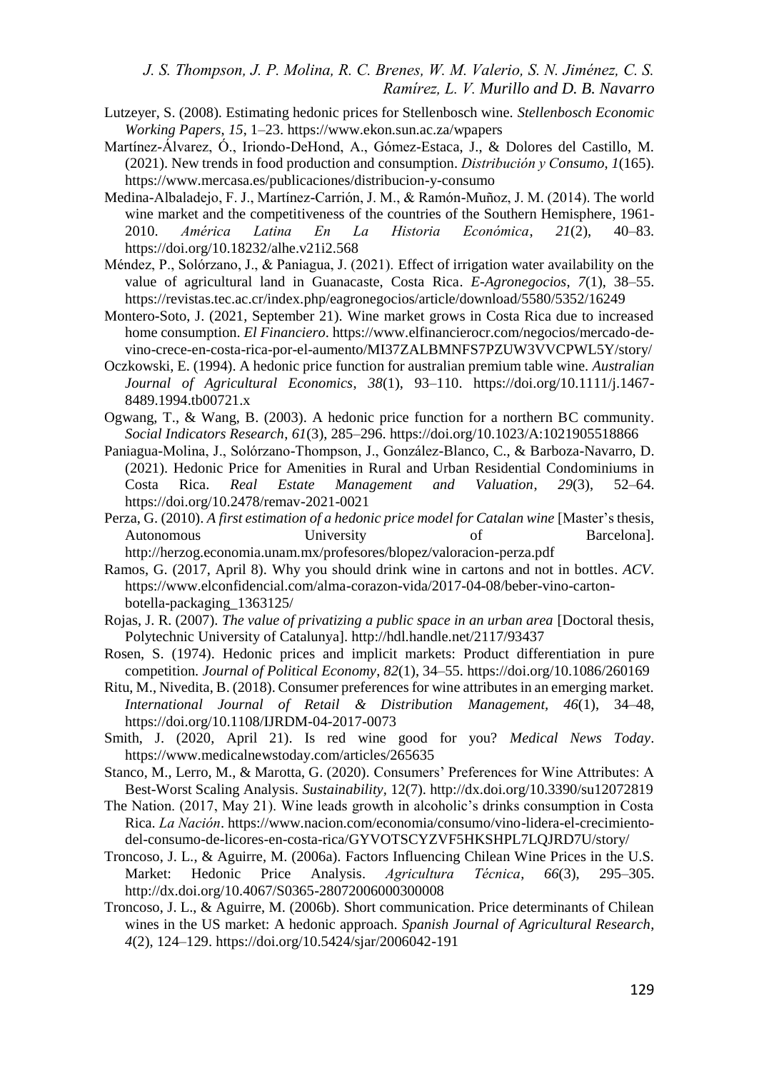Lutzeyer, S. (2008). Estimating hedonic prices for Stellenbosch wine. *Stellenbosch Economic Working Papers*, *15*, 1–23. https://www.ekon.sun.ac.za/wpapers

Martínez-Álvarez, Ó., Iriondo-DeHond, A., Gómez-Estaca, J., & Dolores del Castillo, M. (2021). New trends in food production and consumption. *Distribución y Consumo*, *1*(165). https://www.mercasa.es/publicaciones/distribucion-y-consumo

Medina-Albaladejo, F. J., Martínez-Carrión, J. M., & Ramón-Muñoz, J. M. (2014). The world wine market and the competitiveness of the countries of the Southern Hemisphere, 1961-2010. *América Latina En La Historia Económica*, *21*(2), 40–83. https://doi.org/10.18232/alhe.v21i2.568

Méndez, P., Solórzano, J., & Paniagua, J. (2021). Effect of irrigation water availability on the value of agricultural land in Guanacaste, Costa Rica. *E-Agronegocios*, *7*(1), 38–55. https://revistas.tec.ac.cr/index.php/eagronegocios/article/download/5580/5352/16249

Montero-Soto, J. (2021, September 21). Wine market grows in Costa Rica due to increased home consumption. *El Financiero*. https://www.elfinancierocr.com/negocios/mercado-de-vino-crece-en-costa-rica-por-el-aumento/MI37ZALBMNFS7PZUW3VVCPWL5Y/story/

Oczkowski, E. (1994). A hedonic price function for australian premium table wine. *Australian Journal of Agricultural Economics*, *38*(1), 93–110. https://doi.org/10.1111/j.1467-8489.1994.tb00721.x

Ogwang, T., & Wang, B. (2003). A hedonic price function for a northern BC community. *Social Indicators Research*, *61*(3), 285–296. https://doi.org/10.1023/A:1021905518866

Paniagua-Molina, J., Solórzano-Thompson, J., González-Blanco, C., & Barboza-Navarro, D. (2021). Hedonic Price for Amenities in Rural and Urban Residential Condominiums in Costa Rica. *Real Estate Management and Valuation*, *29*(3), 52–64. https://doi.org/10.2478/remav-2021-0021

Perza, G. (2010). *A first estimation of a hedonic price model for Catalan wine* [Master's thesis, Autonomous University of Barcelona]. http://herzog.economia.unam.mx/profesores/blopez/valoracion-perza.pdf

Ramos, G. (2017, April 8). Why you should drink wine in cartons and not in bottles. *ACV*. https://www.elconfidencial.com/alma-corazon-vida/2017-04-08/beber-vino-carton-botella-packaging_1363125/

Rojas, J. R. (2007). *The value of privatizing a public space in an urban area* [Doctoral thesis, Polytechnic University of Catalunya]. http://hdl.handle.net/2117/93437

Rosen, S. (1974). Hedonic prices and implicit markets: Product differentiation in pure competition. *Journal of Political Economy*, *82*(1), 34–55. https://doi.org/10.1086/260169

Ritu, M., Nivedita, B. (2018). Consumer preferences for wine attributes in an emerging market. *International Journal of Retail & Distribution Management*, *46*(1), 34–48, https://doi.org/10.1108/IJRDM-04-2017-0073

Smith, J. (2020, April 21). Is red wine good for you? *Medical News Today*. https://www.medicalnewstoday.com/articles/265635

Stanco, M., Lerro, M., & Marotta, G. (2020). Consumers' Preferences for Wine Attributes: A Best-Worst Scaling Analysis. *Sustainability*, 12(7). http://dx.doi.org/10.3390/su12072819

The Nation. (2017, May 21). Wine leads growth in alcoholic's drinks consumption in Costa Rica. *La Nación*. https://www.nacion.com/economia/consumo/vino-lidera-el-crecimiento-del-consumo-de-licores-en-costa-rica/GYVOTSCYZVF5HKSHPL7LQJRD7U/story/

Troncoso, J. L., & Aguirre, M. (2006a). Factors Influencing Chilean Wine Prices in the U.S. Market: Hedonic Price Analysis. *Agricultura Técnica*, *66*(3), 295–305. http://dx.doi.org/10.4067/S0365-28072006000300008

Troncoso, J. L., & Aguirre, M. (2006b). Short communication. Price determinants of Chilean wines in the US market: A hedonic approach. *Spanish Journal of Agricultural Research*, *4*(2), 124–129. https://doi.org/10.5424/sjar/2006042-191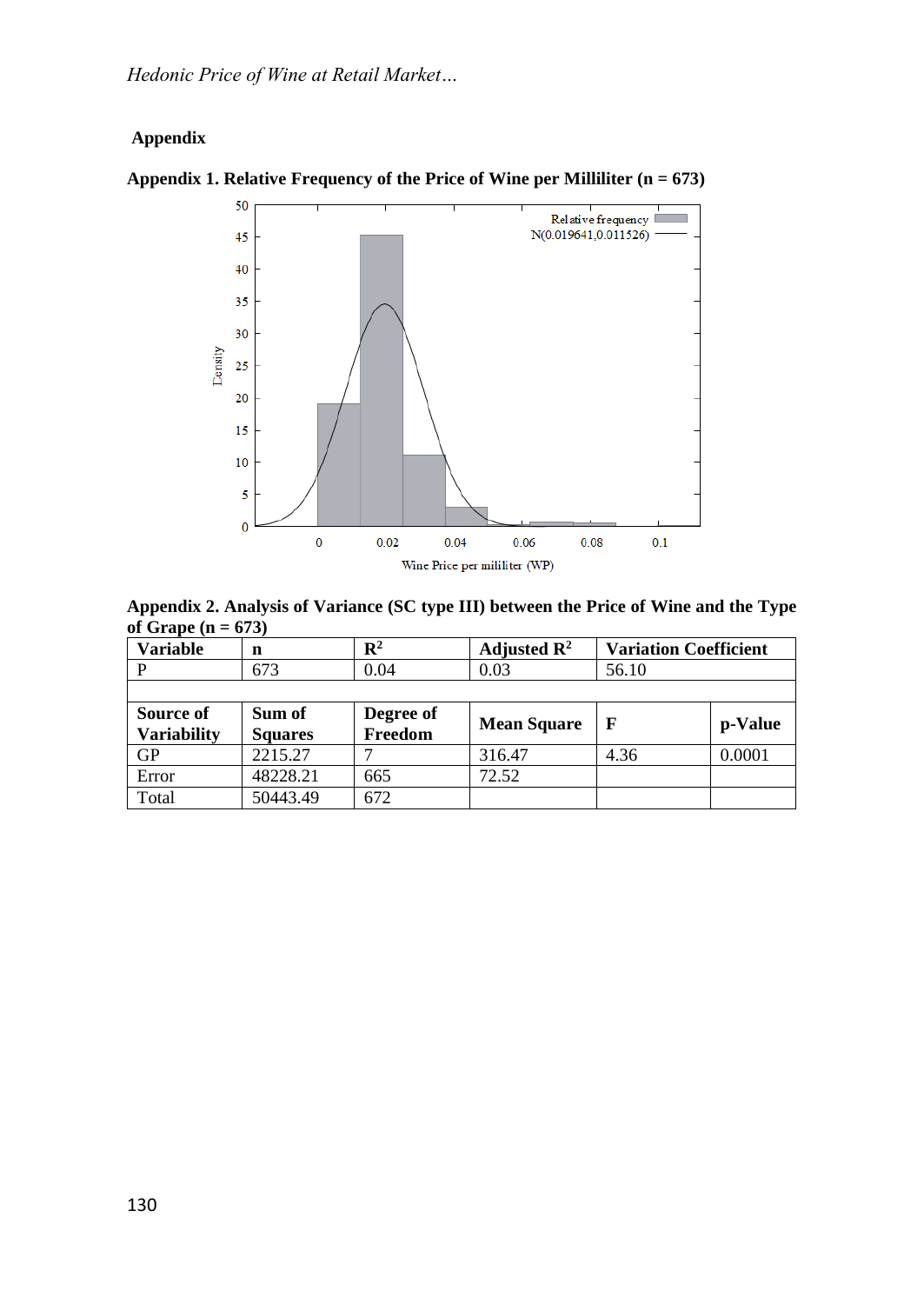## Appendix

**Appendix 1. Relative Frequency of the Price of Wine per Milliliter (n = 673)**

50
45
40
35
30
25
20
15
10
5
0

Density

Relative frequency
N(0.019641,0.011526)

0
0.02
0.04
0.06
0.08
0.1

Wine Price per mililiter (WP)

**Appendix 2. Analysis of Variance (SC type III) between the Price of Wine and the Type of Grape (n = 673)**

| Variable | n | $R^2$ | Adjusted $R^2$ | Variation Coefficient | |
|---|---|---|---|---|---|
| P | 673 | 0.04 | 0.03 | 56.10 | |
| | | | | | |
| **Source of Variability** | **Sum of Squares** | **Degree of Freedom** | **Mean Square** | **F** | **p-Value** |
| GP | 2215.27 | 7 | 316.47 | 4.36 | 0.0001 |
| Error | 48228.21 | 665 | 72.52 | | |
| Total | 50443.49 | 672 | | | |